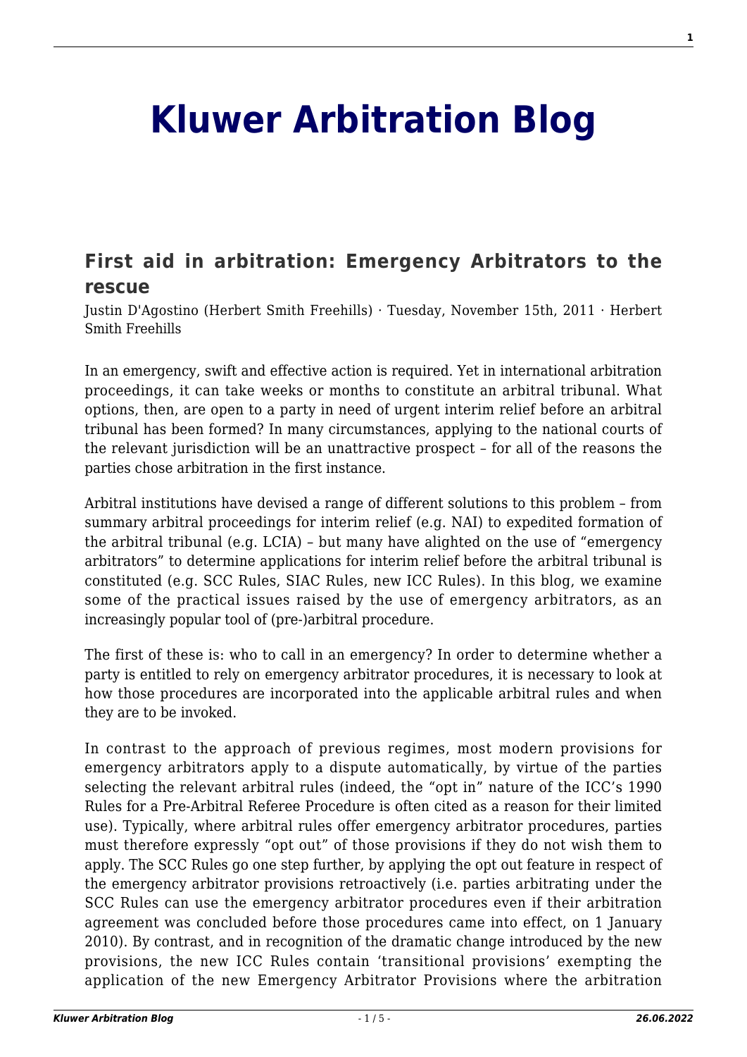# Kluwer Arbitration Blog

## First aid in arbitration: Emergency Arbitrators to the rescue

Justin D'Agostino (Herbert Smith Freehills) · Tuesday, November 15th, 2011 · Herbert Smith Freehills

In an emergency, swift and effective action is required. Yet in international arbitration proceedings, it can take weeks or months to constitute an arbitral tribunal. What options, then, are open to a party in need of urgent interim relief before an arbitral tribunal has been formed? In many circumstances, applying to the national courts of the relevant jurisdiction will be an unattractive prospect – for all of the reasons the parties chose arbitration in the first instance.

Arbitral institutions have devised a range of different solutions to this problem – from summary arbitral proceedings for interim relief (e.g. NAI) to expedited formation of the arbitral tribunal (e.g. LCIA) – but many have alighted on the use of "emergency arbitrators" to determine applications for interim relief before the arbitral tribunal is constituted (e.g. SCC Rules, SIAC Rules, new ICC Rules). In this blog, we examine some of the practical issues raised by the use of emergency arbitrators, as an increasingly popular tool of (pre-)arbitral procedure.

The first of these is: who to call in an emergency? In order to determine whether a party is entitled to rely on emergency arbitrator procedures, it is necessary to look at how those procedures are incorporated into the applicable arbitral rules and when they are to be invoked.

In contrast to the approach of previous regimes, most modern provisions for emergency arbitrators apply to a dispute automatically, by virtue of the parties selecting the relevant arbitral rules (indeed, the "opt in" nature of the ICC's 1990 Rules for a Pre-Arbitral Referee Procedure is often cited as a reason for their limited use). Typically, where arbitral rules offer emergency arbitrator procedures, parties must therefore expressly "opt out" of those provisions if they do not wish them to apply. The SCC Rules go one step further, by applying the opt out feature in respect of the emergency arbitrator provisions retroactively (i.e. parties arbitrating under the SCC Rules can use the emergency arbitrator procedures even if their arbitration agreement was concluded before those procedures came into effect, on 1 January 2010). By contrast, and in recognition of the dramatic change introduced by the new provisions, the new ICC Rules contain 'transitional provisions' exempting the application of the new Emergency Arbitrator Provisions where the arbitration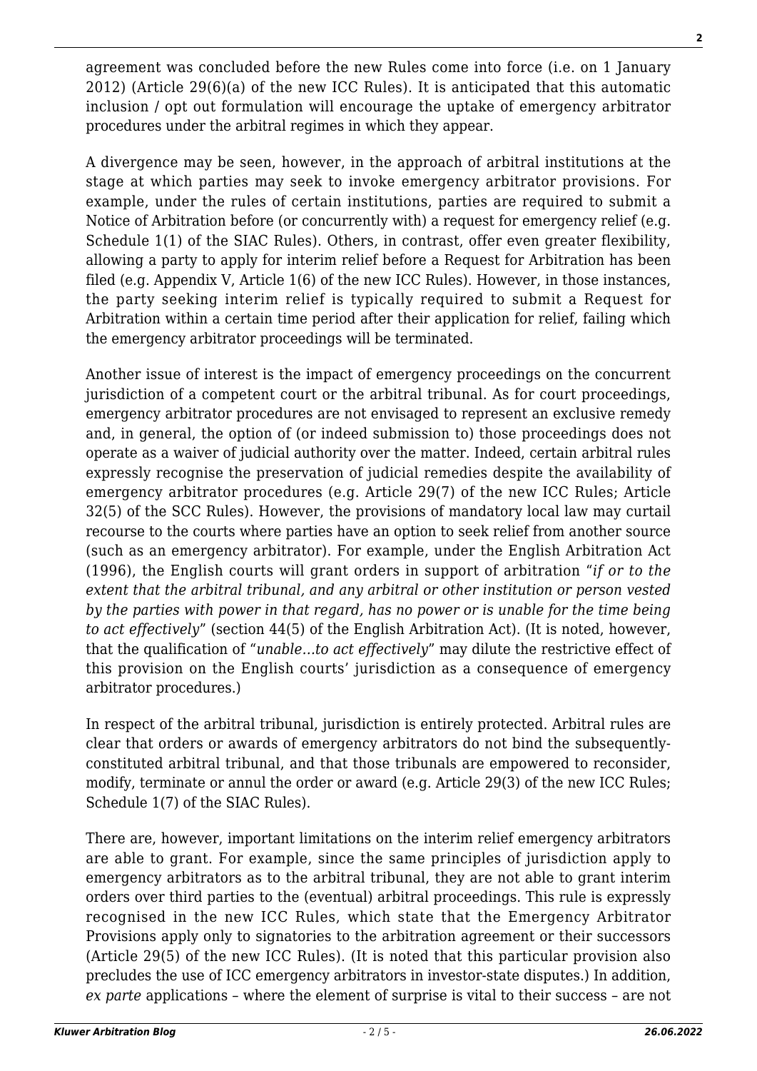agreement was concluded before the new Rules come into force (i.e. on 1 January 2012) (Article 29(6)(a) of the new ICC Rules). It is anticipated that this automatic inclusion / opt out formulation will encourage the uptake of emergency arbitrator procedures under the arbitral regimes in which they appear.

A divergence may be seen, however, in the approach of arbitral institutions at the stage at which parties may seek to invoke emergency arbitrator provisions. For example, under the rules of certain institutions, parties are required to submit a Notice of Arbitration before (or concurrently with) a request for emergency relief (e.g. Schedule 1(1) of the SIAC Rules). Others, in contrast, offer even greater flexibility, allowing a party to apply for interim relief before a Request for Arbitration has been filed (e.g. Appendix V, Article 1(6) of the new ICC Rules). However, in those instances, the party seeking interim relief is typically required to submit a Request for Arbitration within a certain time period after their application for relief, failing which the emergency arbitrator proceedings will be terminated.

Another issue of interest is the impact of emergency proceedings on the concurrent jurisdiction of a competent court or the arbitral tribunal. As for court proceedings, emergency arbitrator procedures are not envisaged to represent an exclusive remedy and, in general, the option of (or indeed submission to) those proceedings does not operate as a waiver of judicial authority over the matter. Indeed, certain arbitral rules expressly recognise the preservation of judicial remedies despite the availability of emergency arbitrator procedures (e.g. Article 29(7) of the new ICC Rules; Article 32(5) of the SCC Rules). However, the provisions of mandatory local law may curtail recourse to the courts where parties have an option to seek relief from another source (such as an emergency arbitrator). For example, under the English Arbitration Act (1996), the English courts will grant orders in support of arbitration "*if or to the extent that the arbitral tribunal, and any arbitral or other institution or person vested by the parties with power in that regard, has no power or is unable for the time being to act effectively*" (section 44(5) of the English Arbitration Act). (It is noted, however, that the qualification of "*unable…to act effectively*" may dilute the restrictive effect of this provision on the English courts' jurisdiction as a consequence of emergency arbitrator procedures.)

In respect of the arbitral tribunal, jurisdiction is entirely protected. Arbitral rules are clear that orders or awards of emergency arbitrators do not bind the subsequently-constituted arbitral tribunal, and that those tribunals are empowered to reconsider, modify, terminate or annul the order or award (e.g. Article 29(3) of the new ICC Rules; Schedule 1(7) of the SIAC Rules).

There are, however, important limitations on the interim relief emergency arbitrators are able to grant. For example, since the same principles of jurisdiction apply to emergency arbitrators as to the arbitral tribunal, they are not able to grant interim orders over third parties to the (eventual) arbitral proceedings. This rule is expressly recognised in the new ICC Rules, which state that the Emergency Arbitrator Provisions apply only to signatories to the arbitration agreement or their successors (Article 29(5) of the new ICC Rules). (It is noted that this particular provision also precludes the use of ICC emergency arbitrators in investor-state disputes.) In addition, *ex parte* applications – where the element of surprise is vital to their success – are not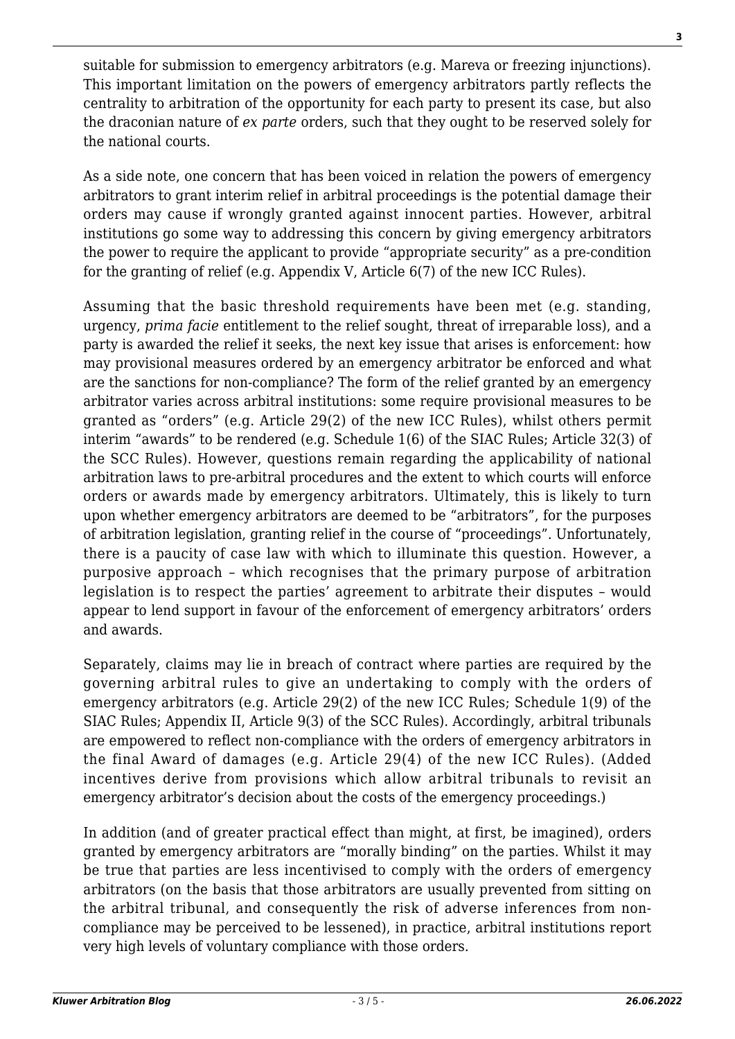suitable for submission to emergency arbitrators (e.g. Mareva or freezing injunctions). This important limitation on the powers of emergency arbitrators partly reflects the centrality to arbitration of the opportunity for each party to present its case, but also the draconian nature of *ex parte* orders, such that they ought to be reserved solely for the national courts.

As a side note, one concern that has been voiced in relation the powers of emergency arbitrators to grant interim relief in arbitral proceedings is the potential damage their orders may cause if wrongly granted against innocent parties. However, arbitral institutions go some way to addressing this concern by giving emergency arbitrators the power to require the applicant to provide "appropriate security" as a pre-condition for the granting of relief (e.g. Appendix V, Article 6(7) of the new ICC Rules).

Assuming that the basic threshold requirements have been met (e.g. standing, urgency, *prima facie* entitlement to the relief sought, threat of irreparable loss), and a party is awarded the relief it seeks, the next key issue that arises is enforcement: how may provisional measures ordered by an emergency arbitrator be enforced and what are the sanctions for non-compliance? The form of the relief granted by an emergency arbitrator varies across arbitral institutions: some require provisional measures to be granted as "orders" (e.g. Article 29(2) of the new ICC Rules), whilst others permit interim "awards" to be rendered (e.g. Schedule 1(6) of the SIAC Rules; Article 32(3) of the SCC Rules). However, questions remain regarding the applicability of national arbitration laws to pre-arbitral procedures and the extent to which courts will enforce orders or awards made by emergency arbitrators. Ultimately, this is likely to turn upon whether emergency arbitrators are deemed to be "arbitrators", for the purposes of arbitration legislation, granting relief in the course of "proceedings". Unfortunately, there is a paucity of case law with which to illuminate this question. However, a purposive approach – which recognises that the primary purpose of arbitration legislation is to respect the parties' agreement to arbitrate their disputes – would appear to lend support in favour of the enforcement of emergency arbitrators' orders and awards.

Separately, claims may lie in breach of contract where parties are required by the governing arbitral rules to give an undertaking to comply with the orders of emergency arbitrators (e.g. Article 29(2) of the new ICC Rules; Schedule 1(9) of the SIAC Rules; Appendix II, Article 9(3) of the SCC Rules). Accordingly, arbitral tribunals are empowered to reflect non-compliance with the orders of emergency arbitrators in the final Award of damages (e.g. Article 29(4) of the new ICC Rules). (Added incentives derive from provisions which allow arbitral tribunals to revisit an emergency arbitrator's decision about the costs of the emergency proceedings.)

In addition (and of greater practical effect than might, at first, be imagined), orders granted by emergency arbitrators are "morally binding" on the parties. Whilst it may be true that parties are less incentivised to comply with the orders of emergency arbitrators (on the basis that those arbitrators are usually prevented from sitting on the arbitral tribunal, and consequently the risk of adverse inferences from non-compliance may be perceived to be lessened), in practice, arbitral institutions report very high levels of voluntary compliance with those orders.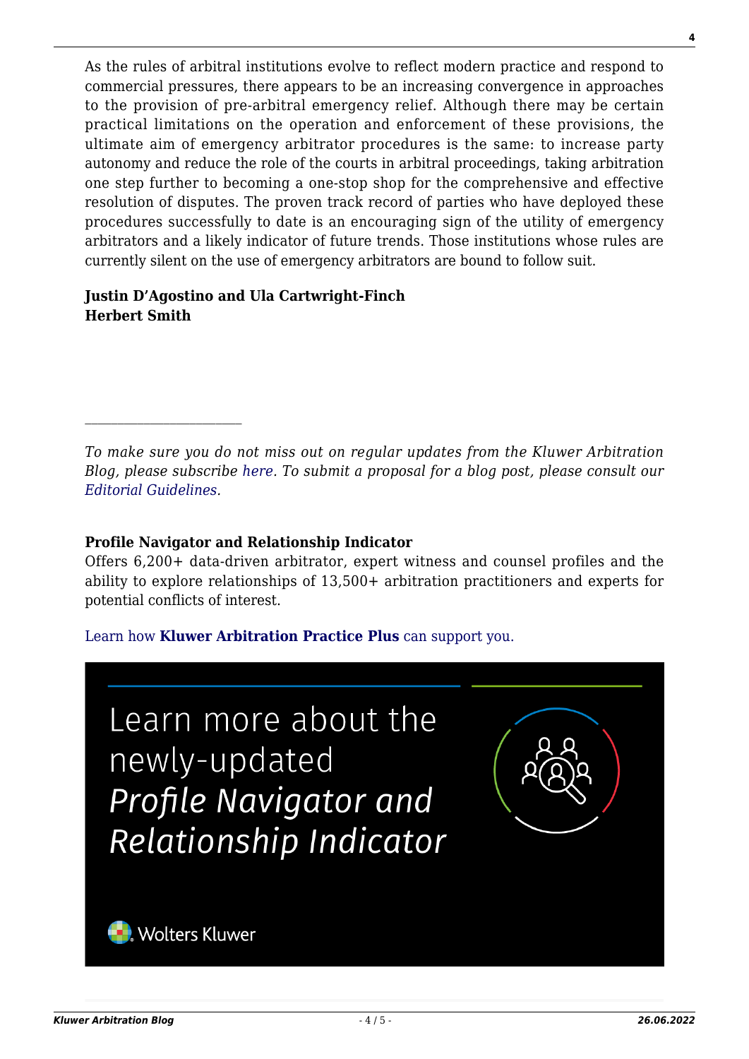As the rules of arbitral institutions evolve to reflect modern practice and respond to commercial pressures, there appears to be an increasing convergence in approaches to the provision of pre-arbitral emergency relief. Although there may be certain practical limitations on the operation and enforcement of these provisions, the ultimate aim of emergency arbitrator procedures is the same: to increase party autonomy and reduce the role of the courts in arbitral proceedings, taking arbitration one step further to becoming a one-stop shop for the comprehensive and effective resolution of disputes. The proven track record of parties who have deployed these procedures successfully to date is an encouraging sign of the utility of emergency arbitrators and a likely indicator of future trends. Those institutions whose rules are currently silent on the use of emergency arbitrators are bound to follow suit.

**Justin D'Agostino and Ula Cartwright-Finch**
**Herbert Smith**

---

*To make sure you do not miss out on regular updates from the Kluwer Arbitration Blog, please subscribe here. To submit a proposal for a blog post, please consult our Editorial Guidelines.*

**Profile Navigator and Relationship Indicator**
Offers 6,200+ data-driven arbitrator, expert witness and counsel profiles and the ability to explore relationships of 13,500+ arbitration practitioners and experts for potential conflicts of interest.

Learn how **Kluwer Arbitration Practice Plus** can support you.

Learn more about the newly-updated *Profile Navigator and Relationship Indicator*

Wolters Kluwer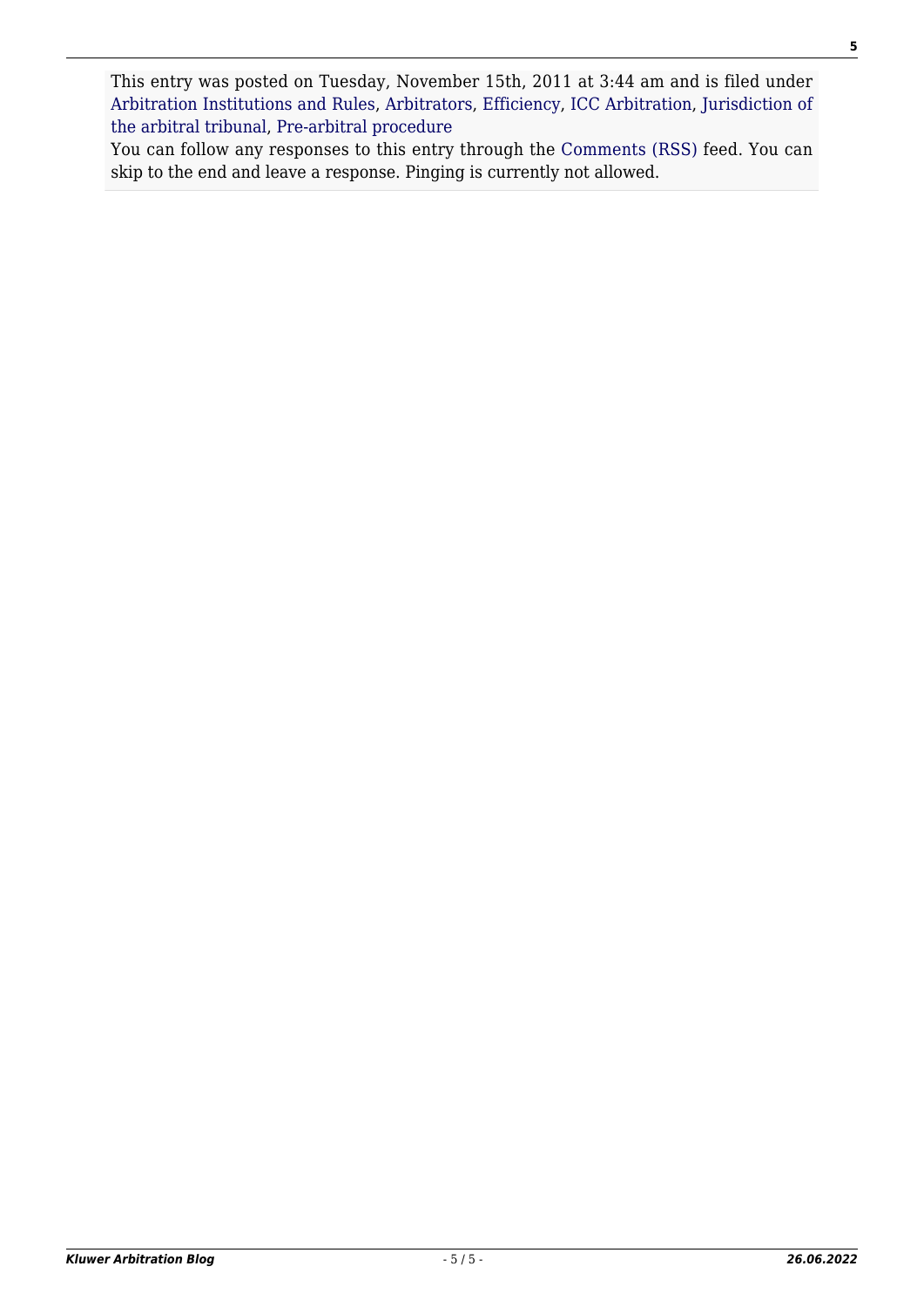This entry was posted on Tuesday, November 15th, 2011 at 3:44 am and is filed under Arbitration Institutions and Rules, Arbitrators, Efficiency, ICC Arbitration, Jurisdiction of the arbitral tribunal, Pre-arbitral procedure

You can follow any responses to this entry through the Comments (RSS) feed. You can skip to the end and leave a response. Pinging is currently not allowed.